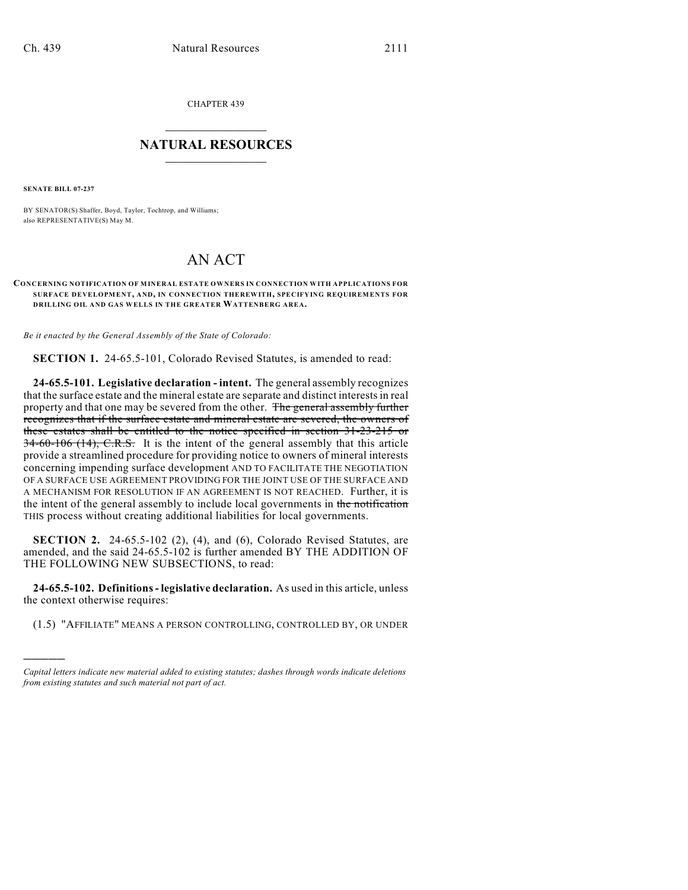CHAPTER 439

## NATURAL RESOURCES

**SENATE BILL 07-237**

BY SENATOR(S) Shaffer, Boyd, Taylor, Tochtrop, and Williams;
also REPRESENTATIVE(S) May M.

# AN ACT

**CONCERNING NOTIFICATION OF MINERAL ESTATE OWNERS IN CONNECTION WITH APPLICATIONS FOR SURFACE DEVELOPMENT, AND, IN CONNECTION THEREWITH, SPECIFYING REQUIREMENTS FOR DRILLING OIL AND GAS WELLS IN THE GREATER WATTENBERG AREA.**

*Be it enacted by the General Assembly of the State of Colorado:*

**SECTION 1.** 24-65.5-101, Colorado Revised Statutes, is amended to read:

**24-65.5-101. Legislative declaration - intent.** The general assembly recognizes that the surface estate and the mineral estate are separate and distinct interests in real property and that one may be severed from the other. ~~The general assembly further recognizes that if the surface estate and mineral estate are severed, the owners of these estates shall be entitled to the notice specified in section 31-23-215 or 34-60-106 (14), C.R.S.~~ It is the intent of the general assembly that this article provide a streamlined procedure for providing notice to owners of mineral interests concerning impending surface development AND TO FACILITATE THE NEGOTIATION OF A SURFACE USE AGREEMENT PROVIDING FOR THE JOINT USE OF THE SURFACE AND A MECHANISM FOR RESOLUTION IF AN AGREEMENT IS NOT REACHED. Further, it is the intent of the general assembly to include local governments in ~~the notification~~ THIS process without creating additional liabilities for local governments.

**SECTION 2.** 24-65.5-102 (2), (4), and (6), Colorado Revised Statutes, are amended, and the said 24-65.5-102 is further amended BY THE ADDITION OF THE FOLLOWING NEW SUBSECTIONS, to read:

**24-65.5-102. Definitions - legislative declaration.** As used in this article, unless the context otherwise requires:

(1.5) "AFFILIATE" MEANS A PERSON CONTROLLING, CONTROLLED BY, OR UNDER

*Capital letters indicate new material added to existing statutes; dashes through words indicate deletions from existing statutes and such material not part of act.*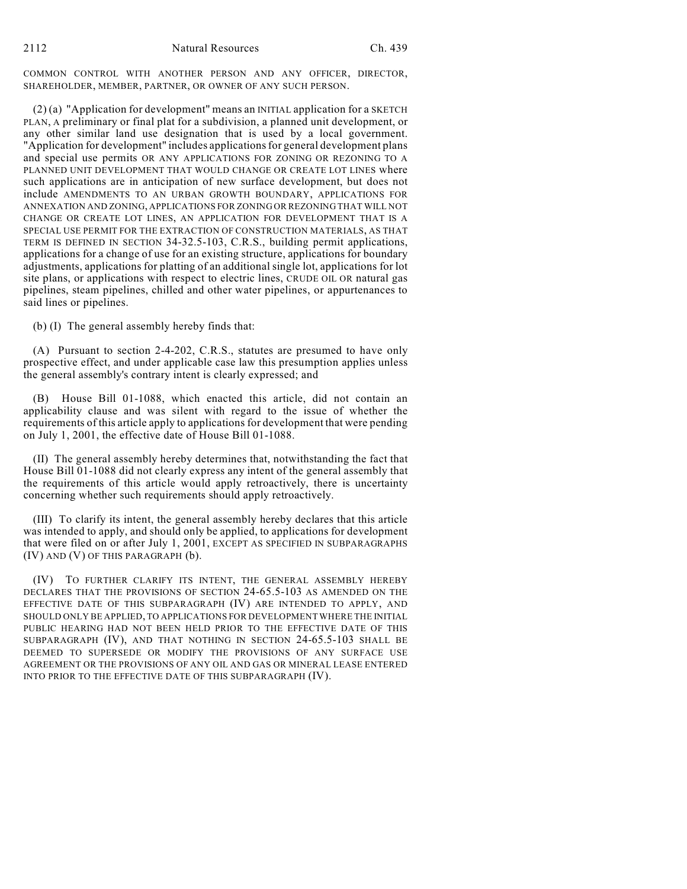COMMON CONTROL WITH ANOTHER PERSON AND ANY OFFICER, DIRECTOR, SHAREHOLDER, MEMBER, PARTNER, OR OWNER OF ANY SUCH PERSON.

(2) (a) "Application for development" means an INITIAL application for a SKETCH PLAN, A preliminary or final plat for a subdivision, a planned unit development, or any other similar land use designation that is used by a local government. "Application for development" includes applications for general development plans and special use permits OR ANY APPLICATIONS FOR ZONING OR REZONING TO A PLANNED UNIT DEVELOPMENT THAT WOULD CHANGE OR CREATE LOT LINES where such applications are in anticipation of new surface development, but does not include AMENDMENTS TO AN URBAN GROWTH BOUNDARY, APPLICATIONS FOR ANNEXATION AND ZONING, APPLICATIONS FOR ZONING OR REZONING THAT WILL NOT CHANGE OR CREATE LOT LINES, AN APPLICATION FOR DEVELOPMENT THAT IS A SPECIAL USE PERMIT FOR THE EXTRACTION OF CONSTRUCTION MATERIALS, AS THAT TERM IS DEFINED IN SECTION 34-32.5-103, C.R.S., building permit applications, applications for a change of use for an existing structure, applications for boundary adjustments, applications for platting of an additional single lot, applications for lot site plans, or applications with respect to electric lines, CRUDE OIL OR natural gas pipelines, steam pipelines, chilled and other water pipelines, or appurtenances to said lines or pipelines.

(b) (I) The general assembly hereby finds that:

(A) Pursuant to section 2-4-202, C.R.S., statutes are presumed to have only prospective effect, and under applicable case law this presumption applies unless the general assembly's contrary intent is clearly expressed; and

(B) House Bill 01-1088, which enacted this article, did not contain an applicability clause and was silent with regard to the issue of whether the requirements of this article apply to applications for development that were pending on July 1, 2001, the effective date of House Bill 01-1088.

(II) The general assembly hereby determines that, notwithstanding the fact that House Bill 01-1088 did not clearly express any intent of the general assembly that the requirements of this article would apply retroactively, there is uncertainty concerning whether such requirements should apply retroactively.

(III) To clarify its intent, the general assembly hereby declares that this article was intended to apply, and should only be applied, to applications for development that were filed on or after July 1, 2001, EXCEPT AS SPECIFIED IN SUBPARAGRAPHS (IV) AND (V) OF THIS PARAGRAPH (b).

(IV) TO FURTHER CLARIFY ITS INTENT, THE GENERAL ASSEMBLY HEREBY DECLARES THAT THE PROVISIONS OF SECTION 24-65.5-103 AS AMENDED ON THE EFFECTIVE DATE OF THIS SUBPARAGRAPH (IV) ARE INTENDED TO APPLY, AND SHOULD ONLY BE APPLIED, TO APPLICATIONS FOR DEVELOPMENT WHERE THE INITIAL PUBLIC HEARING HAD NOT BEEN HELD PRIOR TO THE EFFECTIVE DATE OF THIS SUBPARAGRAPH (IV), AND THAT NOTHING IN SECTION 24-65.5-103 SHALL BE DEEMED TO SUPERSEDE OR MODIFY THE PROVISIONS OF ANY SURFACE USE AGREEMENT OR THE PROVISIONS OF ANY OIL AND GAS OR MINERAL LEASE ENTERED INTO PRIOR TO THE EFFECTIVE DATE OF THIS SUBPARAGRAPH (IV).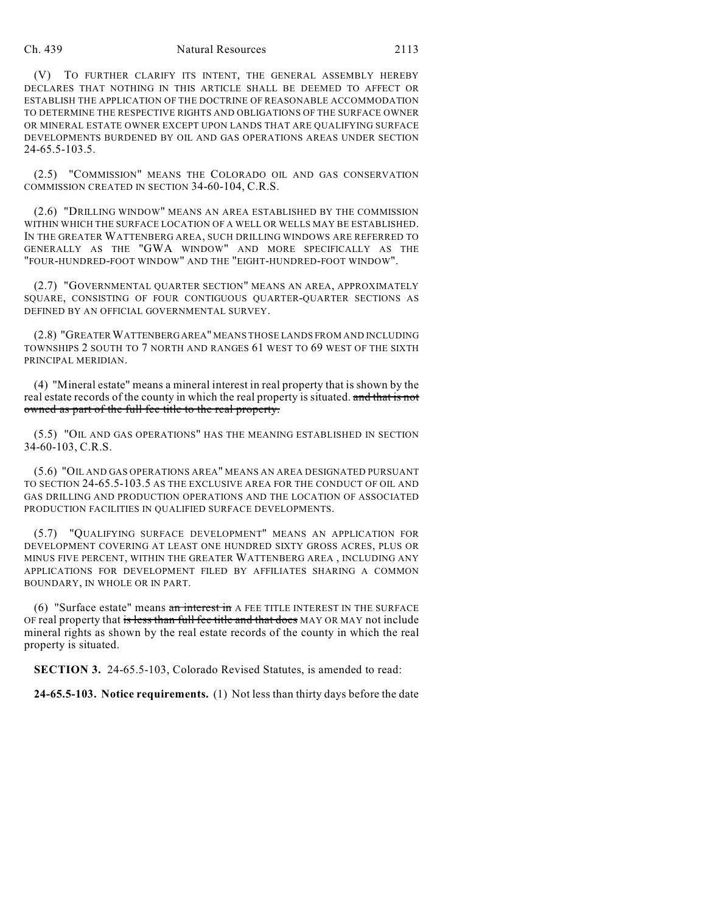(V) TO FURTHER CLARIFY ITS INTENT, THE GENERAL ASSEMBLY HEREBY DECLARES THAT NOTHING IN THIS ARTICLE SHALL BE DEEMED TO AFFECT OR ESTABLISH THE APPLICATION OF THE DOCTRINE OF REASONABLE ACCOMMODATION TO DETERMINE THE RESPECTIVE RIGHTS AND OBLIGATIONS OF THE SURFACE OWNER OR MINERAL ESTATE OWNER EXCEPT UPON LANDS THAT ARE QUALIFYING SURFACE DEVELOPMENTS BURDENED BY OIL AND GAS OPERATIONS AREAS UNDER SECTION 24-65.5-103.5.

(2.5) "COMMISSION" MEANS THE COLORADO OIL AND GAS CONSERVATION COMMISSION CREATED IN SECTION 34-60-104, C.R.S.

(2.6) "DRILLING WINDOW" MEANS AN AREA ESTABLISHED BY THE COMMISSION WITHIN WHICH THE SURFACE LOCATION OF A WELL OR WELLS MAY BE ESTABLISHED. IN THE GREATER WATTENBERG AREA, SUCH DRILLING WINDOWS ARE REFERRED TO GENERALLY AS THE "GWA WINDOW" AND MORE SPECIFICALLY AS THE "FOUR-HUNDRED-FOOT WINDOW" AND THE "EIGHT-HUNDRED-FOOT WINDOW".

(2.7) "GOVERNMENTAL QUARTER SECTION" MEANS AN AREA, APPROXIMATELY SQUARE, CONSISTING OF FOUR CONTIGUOUS QUARTER-QUARTER SECTIONS AS DEFINED BY AN OFFICIAL GOVERNMENTAL SURVEY.

(2.8) "GREATER WATTENBERG AREA" MEANS THOSE LANDS FROM AND INCLUDING TOWNSHIPS 2 SOUTH TO 7 NORTH AND RANGES 61 WEST TO 69 WEST OF THE SIXTH PRINCIPAL MERIDIAN.

(4) "Mineral estate" means a mineral interest in real property that is shown by the real estate records of the county in which the real property is situated. ~~and that is not owned as part of the full fee title to the real property.~~

(5.5) "OIL AND GAS OPERATIONS" HAS THE MEANING ESTABLISHED IN SECTION 34-60-103, C.R.S.

(5.6) "OIL AND GAS OPERATIONS AREA" MEANS AN AREA DESIGNATED PURSUANT TO SECTION 24-65.5-103.5 AS THE EXCLUSIVE AREA FOR THE CONDUCT OF OIL AND GAS DRILLING AND PRODUCTION OPERATIONS AND THE LOCATION OF ASSOCIATED PRODUCTION FACILITIES IN QUALIFIED SURFACE DEVELOPMENTS.

(5.7) "QUALIFYING SURFACE DEVELOPMENT" MEANS AN APPLICATION FOR DEVELOPMENT COVERING AT LEAST ONE HUNDRED SIXTY GROSS ACRES, PLUS OR MINUS FIVE PERCENT, WITHIN THE GREATER WATTENBERG AREA , INCLUDING ANY APPLICATIONS FOR DEVELOPMENT FILED BY AFFILIATES SHARING A COMMON BOUNDARY, IN WHOLE OR IN PART.

(6) "Surface estate" means ~~an interest in~~ A FEE TITLE INTEREST IN THE SURFACE OF real property that ~~is less than full fee title and that does~~ MAY OR MAY not include mineral rights as shown by the real estate records of the county in which the real property is situated.

**SECTION 3.** 24-65.5-103, Colorado Revised Statutes, is amended to read:

**24-65.5-103. Notice requirements.** (1) Not less than thirty days before the date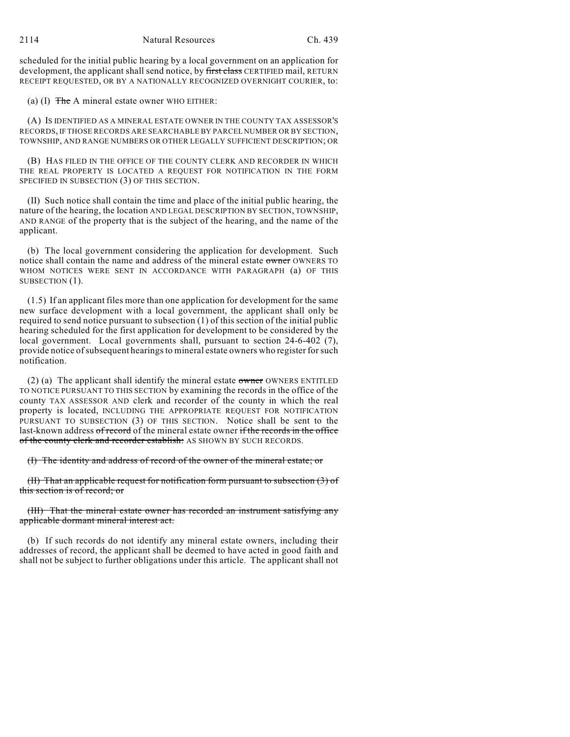scheduled for the initial public hearing by a local government on an application for development, the applicant shall send notice, by ~~first class~~ CERTIFIED mail, RETURN RECEIPT REQUESTED, OR BY A NATIONALLY RECOGNIZED OVERNIGHT COURIER, to:

(a) (I) ~~The~~ A mineral estate owner WHO EITHER:

(A) IS IDENTIFIED AS A MINERAL ESTATE OWNER IN THE COUNTY TAX ASSESSOR'S RECORDS, IF THOSE RECORDS ARE SEARCHABLE BY PARCEL NUMBER OR BY SECTION, TOWNSHIP, AND RANGE NUMBERS OR OTHER LEGALLY SUFFICIENT DESCRIPTION; OR

(B) HAS FILED IN THE OFFICE OF THE COUNTY CLERK AND RECORDER IN WHICH THE REAL PROPERTY IS LOCATED A REQUEST FOR NOTIFICATION IN THE FORM SPECIFIED IN SUBSECTION (3) OF THIS SECTION.

(II) Such notice shall contain the time and place of the initial public hearing, the nature of the hearing, the location AND LEGAL DESCRIPTION BY SECTION, TOWNSHIP, AND RANGE of the property that is the subject of the hearing, and the name of the applicant.

(b) The local government considering the application for development. Such notice shall contain the name and address of the mineral estate ~~owner~~ OWNERS TO WHOM NOTICES WERE SENT IN ACCORDANCE WITH PARAGRAPH (a) OF THIS SUBSECTION (1).

(1.5) If an applicant files more than one application for development for the same new surface development with a local government, the applicant shall only be required to send notice pursuant to subsection (1) of this section of the initial public hearing scheduled for the first application for development to be considered by the local government. Local governments shall, pursuant to section 24-6-402 (7), provide notice of subsequent hearings to mineral estate owners who register for such notification.

(2) (a) The applicant shall identify the mineral estate ~~owner~~ OWNERS ENTITLED TO NOTICE PURSUANT TO THIS SECTION by examining the records in the office of the county TAX ASSESSOR AND clerk and recorder of the county in which the real property is located, INCLUDING THE APPROPRIATE REQUEST FOR NOTIFICATION PURSUANT TO SUBSECTION (3) OF THIS SECTION. Notice shall be sent to the last-known address ~~of record~~ of the mineral estate owner ~~if the records in the office of the county clerk and recorder establish:~~ AS SHOWN BY SUCH RECORDS.

~~(I) The identity and address of record of the owner of the mineral estate; or~~

~~(II) That an applicable request for notification form pursuant to subsection (3) of this section is of record; or~~

~~(III) That the mineral estate owner has recorded an instrument satisfying any applicable dormant mineral interest act.~~

(b) If such records do not identify any mineral estate owners, including their addresses of record, the applicant shall be deemed to have acted in good faith and shall not be subject to further obligations under this article. The applicant shall not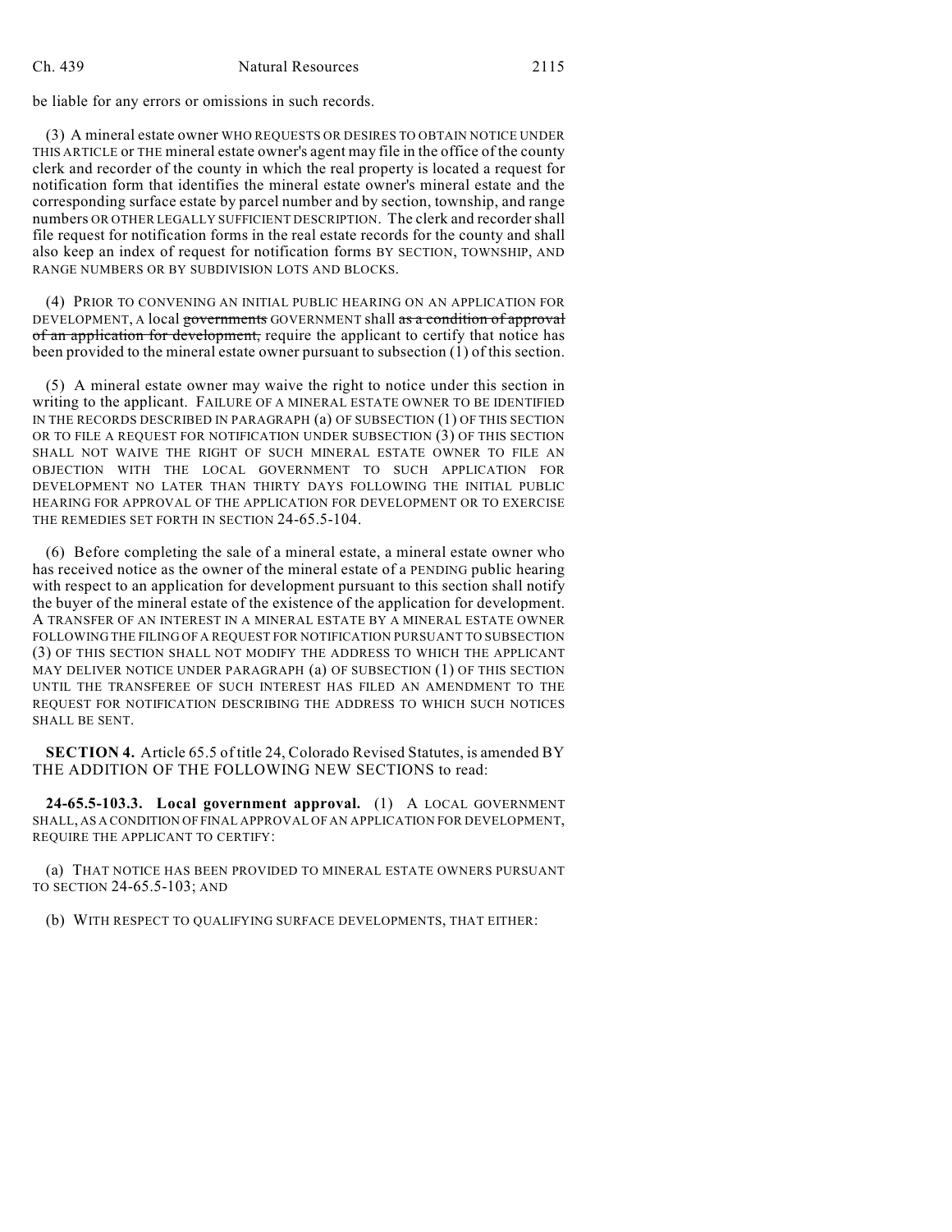be liable for any errors or omissions in such records.

(3) A mineral estate owner WHO REQUESTS OR DESIRES TO OBTAIN NOTICE UNDER THIS ARTICLE or THE mineral estate owner's agent may file in the office of the county clerk and recorder of the county in which the real property is located a request for notification form that identifies the mineral estate owner's mineral estate and the corresponding surface estate by parcel number and by section, township, and range numbers OR OTHER LEGALLY SUFFICIENT DESCRIPTION. The clerk and recorder shall file request for notification forms in the real estate records for the county and shall also keep an index of request for notification forms BY SECTION, TOWNSHIP, AND RANGE NUMBERS OR BY SUBDIVISION LOTS AND BLOCKS.

(4) PRIOR TO CONVENING AN INITIAL PUBLIC HEARING ON AN APPLICATION FOR DEVELOPMENT, A local ~~governments~~ GOVERNMENT shall ~~as a condition of approval of an application for development,~~ require the applicant to certify that notice has been provided to the mineral estate owner pursuant to subsection (1) of this section.

(5) A mineral estate owner may waive the right to notice under this section in writing to the applicant. FAILURE OF A MINERAL ESTATE OWNER TO BE IDENTIFIED IN THE RECORDS DESCRIBED IN PARAGRAPH (a) OF SUBSECTION (1) OF THIS SECTION OR TO FILE A REQUEST FOR NOTIFICATION UNDER SUBSECTION (3) OF THIS SECTION SHALL NOT WAIVE THE RIGHT OF SUCH MINERAL ESTATE OWNER TO FILE AN OBJECTION WITH THE LOCAL GOVERNMENT TO SUCH APPLICATION FOR DEVELOPMENT NO LATER THAN THIRTY DAYS FOLLOWING THE INITIAL PUBLIC HEARING FOR APPROVAL OF THE APPLICATION FOR DEVELOPMENT OR TO EXERCISE THE REMEDIES SET FORTH IN SECTION 24-65.5-104.

(6) Before completing the sale of a mineral estate, a mineral estate owner who has received notice as the owner of the mineral estate of a PENDING public hearing with respect to an application for development pursuant to this section shall notify the buyer of the mineral estate of the existence of the application for development. A TRANSFER OF AN INTEREST IN A MINERAL ESTATE BY A MINERAL ESTATE OWNER FOLLOWING THE FILING OF A REQUEST FOR NOTIFICATION PURSUANT TO SUBSECTION (3) OF THIS SECTION SHALL NOT MODIFY THE ADDRESS TO WHICH THE APPLICANT MAY DELIVER NOTICE UNDER PARAGRAPH (a) OF SUBSECTION (1) OF THIS SECTION UNTIL THE TRANSFEREE OF SUCH INTEREST HAS FILED AN AMENDMENT TO THE REQUEST FOR NOTIFICATION DESCRIBING THE ADDRESS TO WHICH SUCH NOTICES SHALL BE SENT.

**SECTION 4.** Article 65.5 of title 24, Colorado Revised Statutes, is amended BY THE ADDITION OF THE FOLLOWING NEW SECTIONS to read:

**24-65.5-103.3. Local government approval.** (1) A LOCAL GOVERNMENT SHALL, AS A CONDITION OF FINAL APPROVAL OF AN APPLICATION FOR DEVELOPMENT, REQUIRE THE APPLICANT TO CERTIFY:

(a) THAT NOTICE HAS BEEN PROVIDED TO MINERAL ESTATE OWNERS PURSUANT TO SECTION 24-65.5-103; AND

(b) WITH RESPECT TO QUALIFYING SURFACE DEVELOPMENTS, THAT EITHER: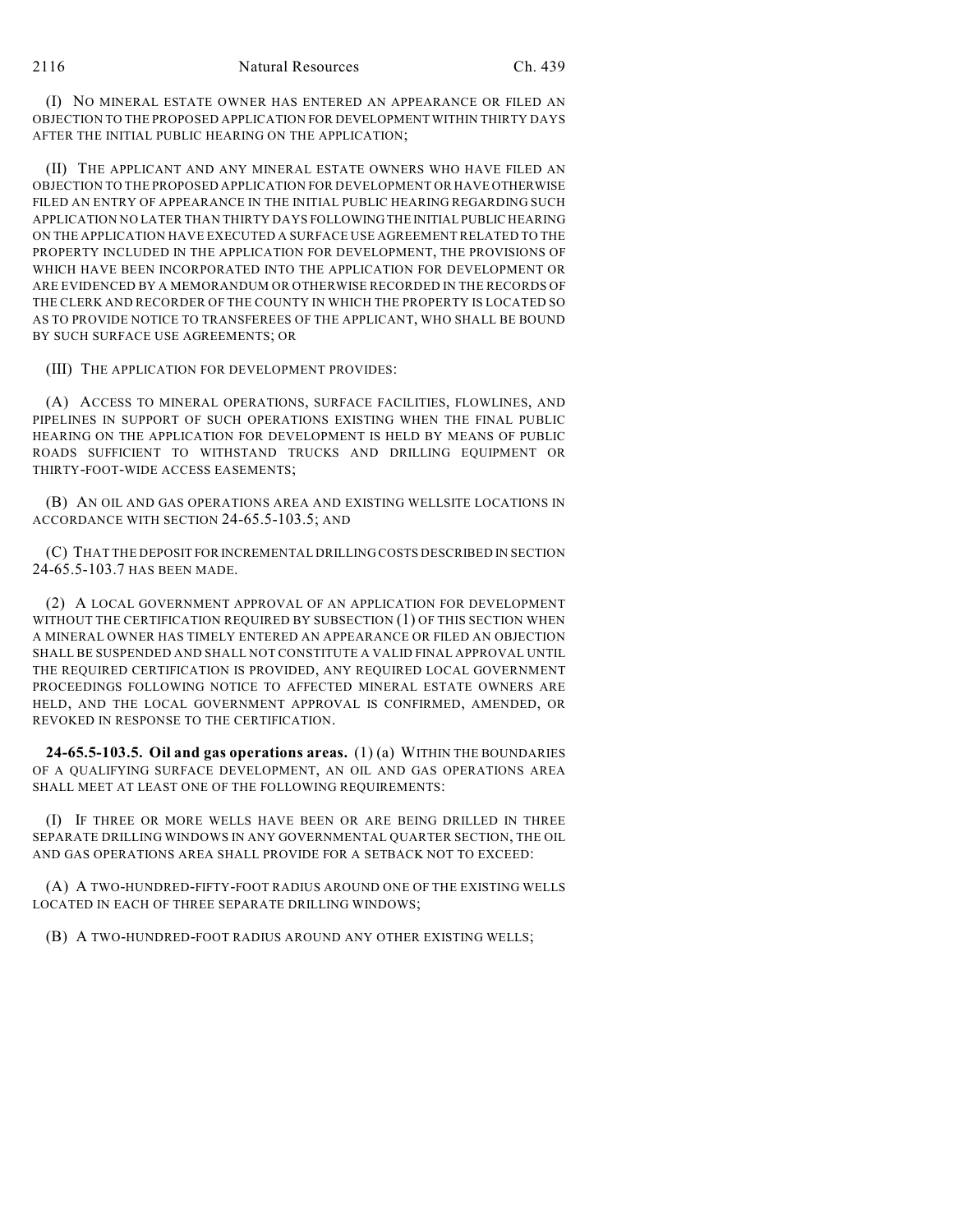(I) NO MINERAL ESTATE OWNER HAS ENTERED AN APPEARANCE OR FILED AN OBJECTION TO THE PROPOSED APPLICATION FOR DEVELOPMENT WITHIN THIRTY DAYS AFTER THE INITIAL PUBLIC HEARING ON THE APPLICATION;

(II) THE APPLICANT AND ANY MINERAL ESTATE OWNERS WHO HAVE FILED AN OBJECTION TO THE PROPOSED APPLICATION FOR DEVELOPMENT OR HAVE OTHERWISE FILED AN ENTRY OF APPEARANCE IN THE INITIAL PUBLIC HEARING REGARDING SUCH APPLICATION NO LATER THAN THIRTY DAYS FOLLOWING THE INITIAL PUBLIC HEARING ON THE APPLICATION HAVE EXECUTED A SURFACE USE AGREEMENT RELATED TO THE PROPERTY INCLUDED IN THE APPLICATION FOR DEVELOPMENT, THE PROVISIONS OF WHICH HAVE BEEN INCORPORATED INTO THE APPLICATION FOR DEVELOPMENT OR ARE EVIDENCED BY A MEMORANDUM OR OTHERWISE RECORDED IN THE RECORDS OF THE CLERK AND RECORDER OF THE COUNTY IN WHICH THE PROPERTY IS LOCATED SO AS TO PROVIDE NOTICE TO TRANSFEREES OF THE APPLICANT, WHO SHALL BE BOUND BY SUCH SURFACE USE AGREEMENTS; OR

(III) THE APPLICATION FOR DEVELOPMENT PROVIDES:

(A) ACCESS TO MINERAL OPERATIONS, SURFACE FACILITIES, FLOWLINES, AND PIPELINES IN SUPPORT OF SUCH OPERATIONS EXISTING WHEN THE FINAL PUBLIC HEARING ON THE APPLICATION FOR DEVELOPMENT IS HELD BY MEANS OF PUBLIC ROADS SUFFICIENT TO WITHSTAND TRUCKS AND DRILLING EQUIPMENT OR THIRTY-FOOT-WIDE ACCESS EASEMENTS;

(B) AN OIL AND GAS OPERATIONS AREA AND EXISTING WELLSITE LOCATIONS IN ACCORDANCE WITH SECTION 24-65.5-103.5; AND

(C) THAT THE DEPOSIT FOR INCREMENTAL DRILLING COSTS DESCRIBED IN SECTION 24-65.5-103.7 HAS BEEN MADE.

(2) A LOCAL GOVERNMENT APPROVAL OF AN APPLICATION FOR DEVELOPMENT WITHOUT THE CERTIFICATION REQUIRED BY SUBSECTION (1) OF THIS SECTION WHEN A MINERAL OWNER HAS TIMELY ENTERED AN APPEARANCE OR FILED AN OBJECTION SHALL BE SUSPENDED AND SHALL NOT CONSTITUTE A VALID FINAL APPROVAL UNTIL THE REQUIRED CERTIFICATION IS PROVIDED, ANY REQUIRED LOCAL GOVERNMENT PROCEEDINGS FOLLOWING NOTICE TO AFFECTED MINERAL ESTATE OWNERS ARE HELD, AND THE LOCAL GOVERNMENT APPROVAL IS CONFIRMED, AMENDED, OR REVOKED IN RESPONSE TO THE CERTIFICATION.

**24-65.5-103.5. Oil and gas operations areas.** (1) (a) WITHIN THE BOUNDARIES OF A QUALIFYING SURFACE DEVELOPMENT, AN OIL AND GAS OPERATIONS AREA SHALL MEET AT LEAST ONE OF THE FOLLOWING REQUIREMENTS:

(I) IF THREE OR MORE WELLS HAVE BEEN OR ARE BEING DRILLED IN THREE SEPARATE DRILLING WINDOWS IN ANY GOVERNMENTAL QUARTER SECTION, THE OIL AND GAS OPERATIONS AREA SHALL PROVIDE FOR A SETBACK NOT TO EXCEED:

(A) A TWO-HUNDRED-FIFTY-FOOT RADIUS AROUND ONE OF THE EXISTING WELLS LOCATED IN EACH OF THREE SEPARATE DRILLING WINDOWS;

(B) A TWO-HUNDRED-FOOT RADIUS AROUND ANY OTHER EXISTING WELLS;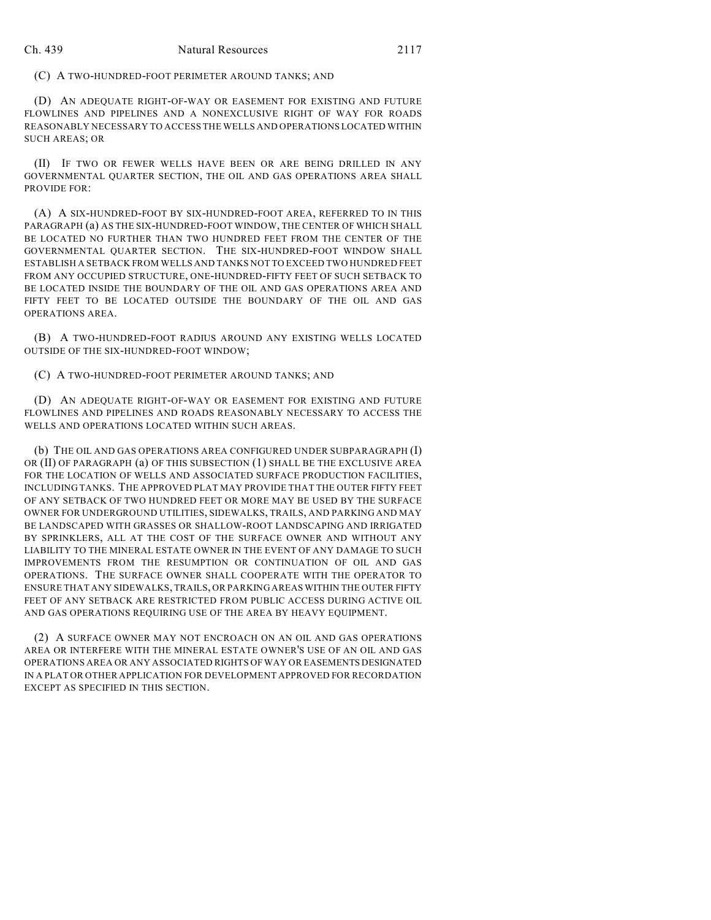(C) A TWO-HUNDRED-FOOT PERIMETER AROUND TANKS; AND

(D) AN ADEQUATE RIGHT-OF-WAY OR EASEMENT FOR EXISTING AND FUTURE FLOWLINES AND PIPELINES AND A NONEXCLUSIVE RIGHT OF WAY FOR ROADS REASONABLY NECESSARY TO ACCESS THE WELLS AND OPERATIONS LOCATED WITHIN SUCH AREAS; OR

(II) IF TWO OR FEWER WELLS HAVE BEEN OR ARE BEING DRILLED IN ANY GOVERNMENTAL QUARTER SECTION, THE OIL AND GAS OPERATIONS AREA SHALL PROVIDE FOR:

(A) A SIX-HUNDRED-FOOT BY SIX-HUNDRED-FOOT AREA, REFERRED TO IN THIS PARAGRAPH (a) AS THE SIX-HUNDRED-FOOT WINDOW, THE CENTER OF WHICH SHALL BE LOCATED NO FURTHER THAN TWO HUNDRED FEET FROM THE CENTER OF THE GOVERNMENTAL QUARTER SECTION. THE SIX-HUNDRED-FOOT WINDOW SHALL ESTABLISH A SETBACK FROM WELLS AND TANKS NOT TO EXCEED TWO HUNDRED FEET FROM ANY OCCUPIED STRUCTURE, ONE-HUNDRED-FIFTY FEET OF SUCH SETBACK TO BE LOCATED INSIDE THE BOUNDARY OF THE OIL AND GAS OPERATIONS AREA AND FIFTY FEET TO BE LOCATED OUTSIDE THE BOUNDARY OF THE OIL AND GAS OPERATIONS AREA.

(B) A TWO-HUNDRED-FOOT RADIUS AROUND ANY EXISTING WELLS LOCATED OUTSIDE OF THE SIX-HUNDRED-FOOT WINDOW;

(C) A TWO-HUNDRED-FOOT PERIMETER AROUND TANKS; AND

(D) AN ADEQUATE RIGHT-OF-WAY OR EASEMENT FOR EXISTING AND FUTURE FLOWLINES AND PIPELINES AND ROADS REASONABLY NECESSARY TO ACCESS THE WELLS AND OPERATIONS LOCATED WITHIN SUCH AREAS.

(b) THE OIL AND GAS OPERATIONS AREA CONFIGURED UNDER SUBPARAGRAPH (I) OR (II) OF PARAGRAPH (a) OF THIS SUBSECTION (1) SHALL BE THE EXCLUSIVE AREA FOR THE LOCATION OF WELLS AND ASSOCIATED SURFACE PRODUCTION FACILITIES, INCLUDING TANKS. THE APPROVED PLAT MAY PROVIDE THAT THE OUTER FIFTY FEET OF ANY SETBACK OF TWO HUNDRED FEET OR MORE MAY BE USED BY THE SURFACE OWNER FOR UNDERGROUND UTILITIES, SIDEWALKS, TRAILS, AND PARKING AND MAY BE LANDSCAPED WITH GRASSES OR SHALLOW-ROOT LANDSCAPING AND IRRIGATED BY SPRINKLERS, ALL AT THE COST OF THE SURFACE OWNER AND WITHOUT ANY LIABILITY TO THE MINERAL ESTATE OWNER IN THE EVENT OF ANY DAMAGE TO SUCH IMPROVEMENTS FROM THE RESUMPTION OR CONTINUATION OF OIL AND GAS OPERATIONS. THE SURFACE OWNER SHALL COOPERATE WITH THE OPERATOR TO ENSURE THAT ANY SIDEWALKS, TRAILS, OR PARKING AREAS WITHIN THE OUTER FIFTY FEET OF ANY SETBACK ARE RESTRICTED FROM PUBLIC ACCESS DURING ACTIVE OIL AND GAS OPERATIONS REQUIRING USE OF THE AREA BY HEAVY EQUIPMENT.

(2) A SURFACE OWNER MAY NOT ENCROACH ON AN OIL AND GAS OPERATIONS AREA OR INTERFERE WITH THE MINERAL ESTATE OWNER'S USE OF AN OIL AND GAS OPERATIONS AREA OR ANY ASSOCIATED RIGHTS OF WAY OR EASEMENTS DESIGNATED IN A PLAT OR OTHER APPLICATION FOR DEVELOPMENT APPROVED FOR RECORDATION EXCEPT AS SPECIFIED IN THIS SECTION.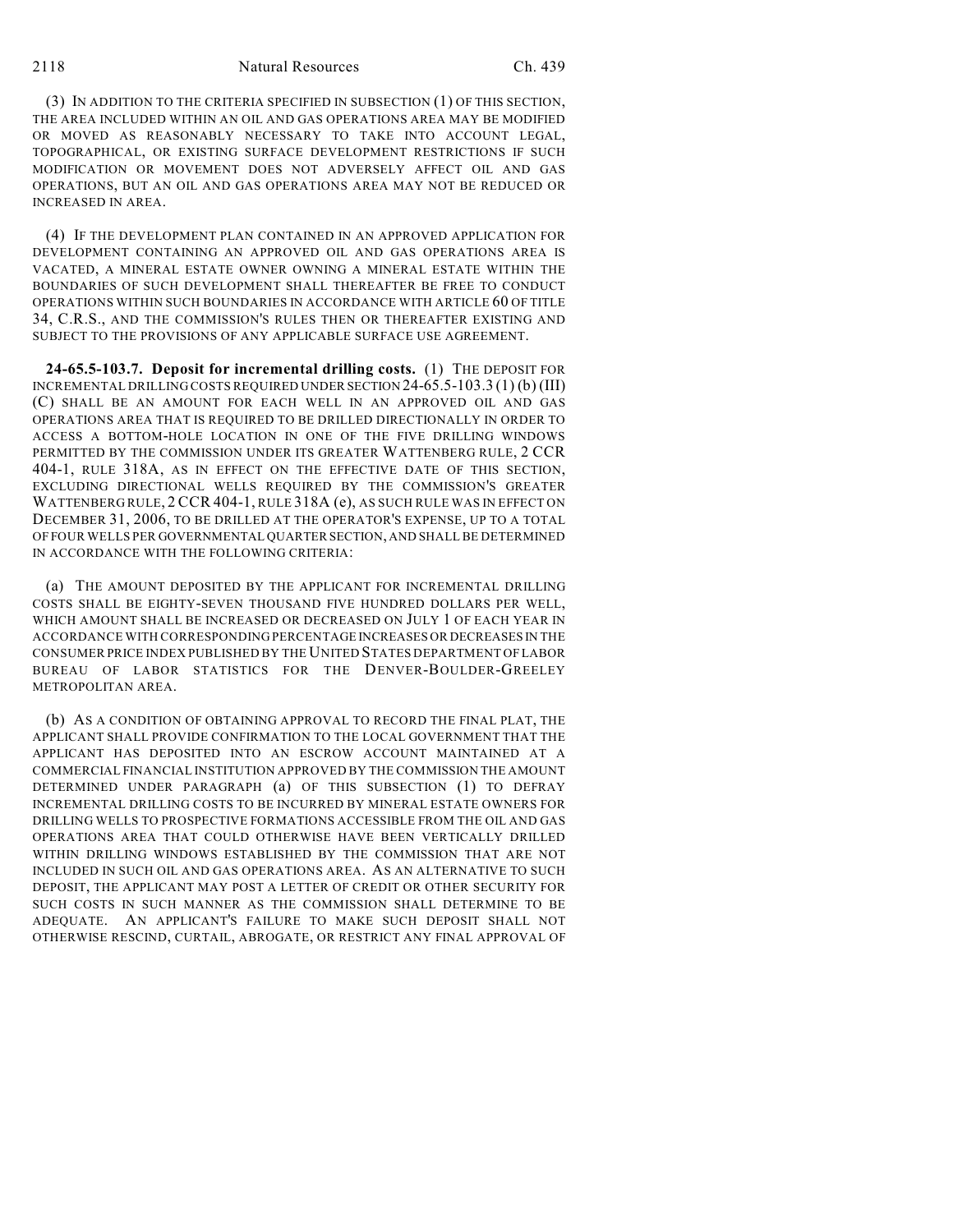(3) IN ADDITION TO THE CRITERIA SPECIFIED IN SUBSECTION (1) OF THIS SECTION, THE AREA INCLUDED WITHIN AN OIL AND GAS OPERATIONS AREA MAY BE MODIFIED OR MOVED AS REASONABLY NECESSARY TO TAKE INTO ACCOUNT LEGAL, TOPOGRAPHICAL, OR EXISTING SURFACE DEVELOPMENT RESTRICTIONS IF SUCH MODIFICATION OR MOVEMENT DOES NOT ADVERSELY AFFECT OIL AND GAS OPERATIONS, BUT AN OIL AND GAS OPERATIONS AREA MAY NOT BE REDUCED OR INCREASED IN AREA.

(4) IF THE DEVELOPMENT PLAN CONTAINED IN AN APPROVED APPLICATION FOR DEVELOPMENT CONTAINING AN APPROVED OIL AND GAS OPERATIONS AREA IS VACATED, A MINERAL ESTATE OWNER OWNING A MINERAL ESTATE WITHIN THE BOUNDARIES OF SUCH DEVELOPMENT SHALL THEREAFTER BE FREE TO CONDUCT OPERATIONS WITHIN SUCH BOUNDARIES IN ACCORDANCE WITH ARTICLE 60 OF TITLE 34, C.R.S., AND THE COMMISSION'S RULES THEN OR THEREAFTER EXISTING AND SUBJECT TO THE PROVISIONS OF ANY APPLICABLE SURFACE USE AGREEMENT.

**24-65.5-103.7. Deposit for incremental drilling costs.** (1) THE DEPOSIT FOR INCREMENTAL DRILLING COSTS REQUIRED UNDER SECTION 24-65.5-103.3 (1) (b) (III) (C) SHALL BE AN AMOUNT FOR EACH WELL IN AN APPROVED OIL AND GAS OPERATIONS AREA THAT IS REQUIRED TO BE DRILLED DIRECTIONALLY IN ORDER TO ACCESS A BOTTOM-HOLE LOCATION IN ONE OF THE FIVE DRILLING WINDOWS PERMITTED BY THE COMMISSION UNDER ITS GREATER WATTENBERG RULE, 2 CCR 404-1, RULE 318A, AS IN EFFECT ON THE EFFECTIVE DATE OF THIS SECTION, EXCLUDING DIRECTIONAL WELLS REQUIRED BY THE COMMISSION'S GREATER WATTENBERG RULE, 2 CCR 404-1, RULE 318A (e), AS SUCH RULE WAS IN EFFECT ON DECEMBER 31, 2006, TO BE DRILLED AT THE OPERATOR'S EXPENSE, UP TO A TOTAL OF FOUR WELLS PER GOVERNMENTAL QUARTER SECTION, AND SHALL BE DETERMINED IN ACCORDANCE WITH THE FOLLOWING CRITERIA:

(a) THE AMOUNT DEPOSITED BY THE APPLICANT FOR INCREMENTAL DRILLING COSTS SHALL BE EIGHTY-SEVEN THOUSAND FIVE HUNDRED DOLLARS PER WELL, WHICH AMOUNT SHALL BE INCREASED OR DECREASED ON JULY 1 OF EACH YEAR IN ACCORDANCE WITH CORRESPONDING PERCENTAGE INCREASES OR DECREASES IN THE CONSUMER PRICE INDEX PUBLISHED BY THE UNITED STATES DEPARTMENT OF LABOR BUREAU OF LABOR STATISTICS FOR THE DENVER-BOULDER-GREELEY METROPOLITAN AREA.

(b) AS A CONDITION OF OBTAINING APPROVAL TO RECORD THE FINAL PLAT, THE APPLICANT SHALL PROVIDE CONFIRMATION TO THE LOCAL GOVERNMENT THAT THE APPLICANT HAS DEPOSITED INTO AN ESCROW ACCOUNT MAINTAINED AT A COMMERCIAL FINANCIAL INSTITUTION APPROVED BY THE COMMISSION THE AMOUNT DETERMINED UNDER PARAGRAPH (a) OF THIS SUBSECTION (1) TO DEFRAY INCREMENTAL DRILLING COSTS TO BE INCURRED BY MINERAL ESTATE OWNERS FOR DRILLING WELLS TO PROSPECTIVE FORMATIONS ACCESSIBLE FROM THE OIL AND GAS OPERATIONS AREA THAT COULD OTHERWISE HAVE BEEN VERTICALLY DRILLED WITHIN DRILLING WINDOWS ESTABLISHED BY THE COMMISSION THAT ARE NOT INCLUDED IN SUCH OIL AND GAS OPERATIONS AREA. AS AN ALTERNATIVE TO SUCH DEPOSIT, THE APPLICANT MAY POST A LETTER OF CREDIT OR OTHER SECURITY FOR SUCH COSTS IN SUCH MANNER AS THE COMMISSION SHALL DETERMINE TO BE ADEQUATE. AN APPLICANT'S FAILURE TO MAKE SUCH DEPOSIT SHALL NOT OTHERWISE RESCIND, CURTAIL, ABROGATE, OR RESTRICT ANY FINAL APPROVAL OF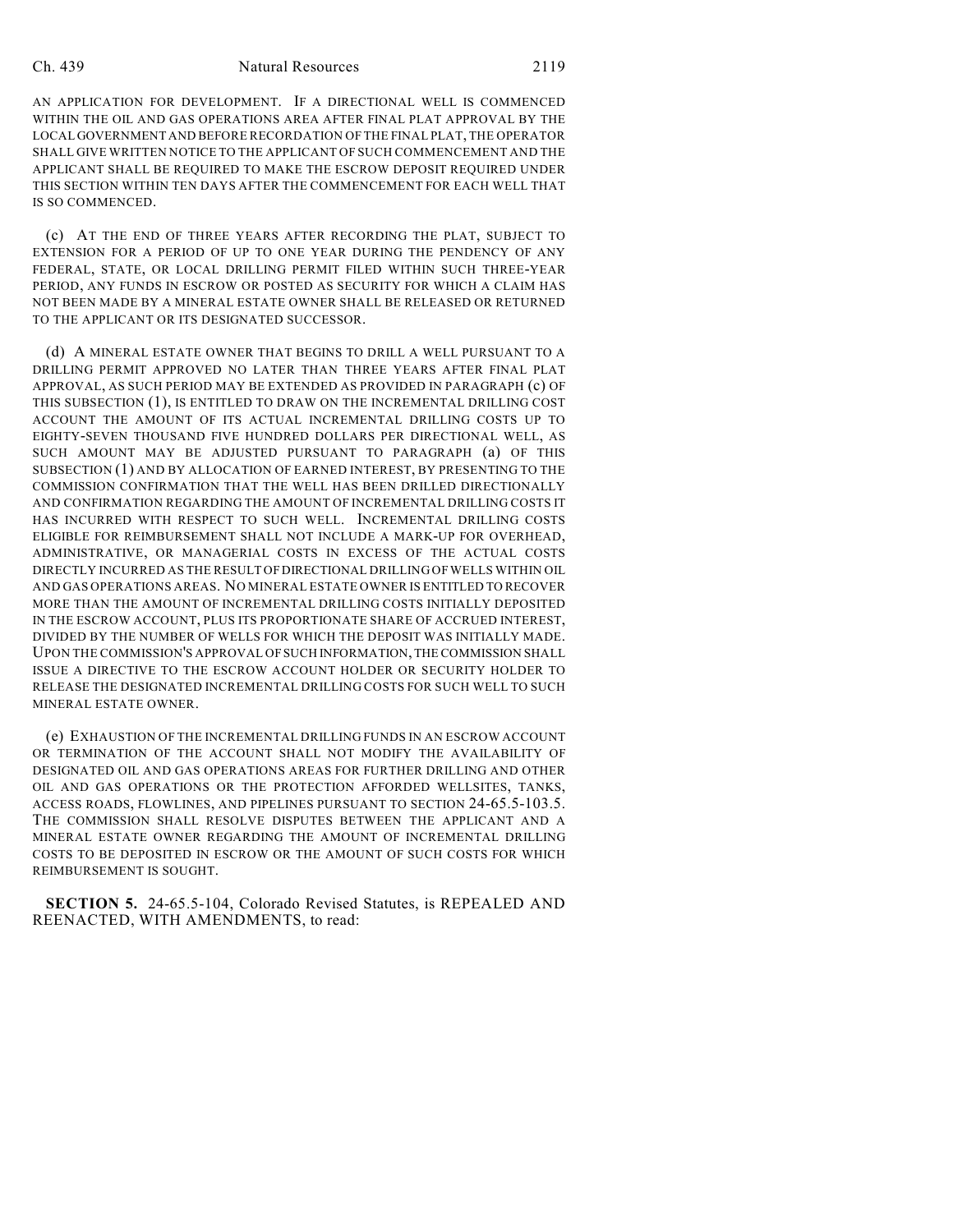AN APPLICATION FOR DEVELOPMENT. IF A DIRECTIONAL WELL IS COMMENCED WITHIN THE OIL AND GAS OPERATIONS AREA AFTER FINAL PLAT APPROVAL BY THE LOCAL GOVERNMENT AND BEFORE RECORDATION OF THE FINAL PLAT, THE OPERATOR SHALL GIVE WRITTEN NOTICE TO THE APPLICANT OF SUCH COMMENCEMENT AND THE APPLICANT SHALL BE REQUIRED TO MAKE THE ESCROW DEPOSIT REQUIRED UNDER THIS SECTION WITHIN TEN DAYS AFTER THE COMMENCEMENT FOR EACH WELL THAT IS SO COMMENCED.

(c) AT THE END OF THREE YEARS AFTER RECORDING THE PLAT, SUBJECT TO EXTENSION FOR A PERIOD OF UP TO ONE YEAR DURING THE PENDENCY OF ANY FEDERAL, STATE, OR LOCAL DRILLING PERMIT FILED WITHIN SUCH THREE-YEAR PERIOD, ANY FUNDS IN ESCROW OR POSTED AS SECURITY FOR WHICH A CLAIM HAS NOT BEEN MADE BY A MINERAL ESTATE OWNER SHALL BE RELEASED OR RETURNED TO THE APPLICANT OR ITS DESIGNATED SUCCESSOR.

(d) A MINERAL ESTATE OWNER THAT BEGINS TO DRILL A WELL PURSUANT TO A DRILLING PERMIT APPROVED NO LATER THAN THREE YEARS AFTER FINAL PLAT APPROVAL, AS SUCH PERIOD MAY BE EXTENDED AS PROVIDED IN PARAGRAPH (c) OF THIS SUBSECTION (1), IS ENTITLED TO DRAW ON THE INCREMENTAL DRILLING COST ACCOUNT THE AMOUNT OF ITS ACTUAL INCREMENTAL DRILLING COSTS UP TO EIGHTY-SEVEN THOUSAND FIVE HUNDRED DOLLARS PER DIRECTIONAL WELL, AS SUCH AMOUNT MAY BE ADJUSTED PURSUANT TO PARAGRAPH (a) OF THIS SUBSECTION (1) AND BY ALLOCATION OF EARNED INTEREST, BY PRESENTING TO THE COMMISSION CONFIRMATION THAT THE WELL HAS BEEN DRILLED DIRECTIONALLY AND CONFIRMATION REGARDING THE AMOUNT OF INCREMENTAL DRILLING COSTS IT HAS INCURRED WITH RESPECT TO SUCH WELL. INCREMENTAL DRILLING COSTS ELIGIBLE FOR REIMBURSEMENT SHALL NOT INCLUDE A MARK-UP FOR OVERHEAD, ADMINISTRATIVE, OR MANAGERIAL COSTS IN EXCESS OF THE ACTUAL COSTS DIRECTLY INCURRED AS THE RESULT OF DIRECTIONAL DRILLING OF WELLS WITHIN OIL AND GAS OPERATIONS AREAS. NO MINERAL ESTATE OWNER IS ENTITLED TO RECOVER MORE THAN THE AMOUNT OF INCREMENTAL DRILLING COSTS INITIALLY DEPOSITED IN THE ESCROW ACCOUNT, PLUS ITS PROPORTIONATE SHARE OF ACCRUED INTEREST, DIVIDED BY THE NUMBER OF WELLS FOR WHICH THE DEPOSIT WAS INITIALLY MADE. UPON THE COMMISSION'S APPROVAL OF SUCH INFORMATION, THE COMMISSION SHALL ISSUE A DIRECTIVE TO THE ESCROW ACCOUNT HOLDER OR SECURITY HOLDER TO RELEASE THE DESIGNATED INCREMENTAL DRILLING COSTS FOR SUCH WELL TO SUCH MINERAL ESTATE OWNER.

(e) EXHAUSTION OF THE INCREMENTAL DRILLING FUNDS IN AN ESCROW ACCOUNT OR TERMINATION OF THE ACCOUNT SHALL NOT MODIFY THE AVAILABILITY OF DESIGNATED OIL AND GAS OPERATIONS AREAS FOR FURTHER DRILLING AND OTHER OIL AND GAS OPERATIONS OR THE PROTECTION AFFORDED WELLSITES, TANKS, ACCESS ROADS, FLOWLINES, AND PIPELINES PURSUANT TO SECTION 24-65.5-103.5. THE COMMISSION SHALL RESOLVE DISPUTES BETWEEN THE APPLICANT AND A MINERAL ESTATE OWNER REGARDING THE AMOUNT OF INCREMENTAL DRILLING COSTS TO BE DEPOSITED IN ESCROW OR THE AMOUNT OF SUCH COSTS FOR WHICH REIMBURSEMENT IS SOUGHT.

**SECTION 5.** 24-65.5-104, Colorado Revised Statutes, is REPEALED AND REENACTED, WITH AMENDMENTS, to read: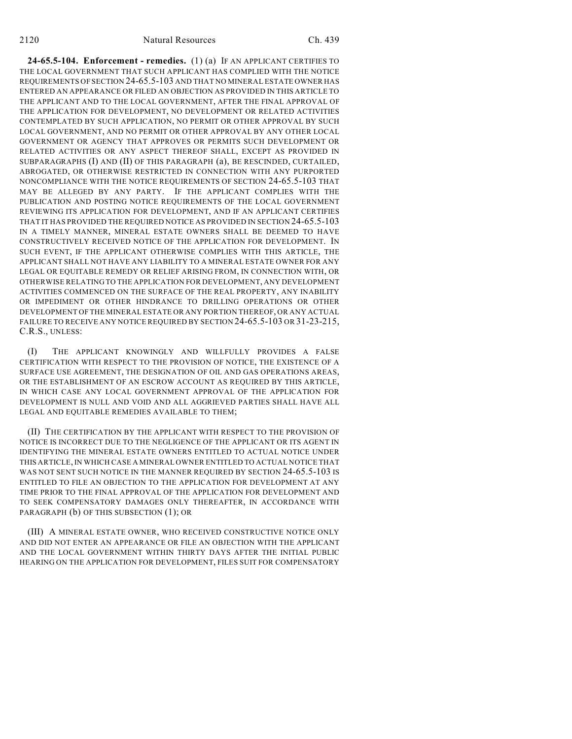**24-65.5-104. Enforcement - remedies.** (1) (a) IF AN APPLICANT CERTIFIES TO THE LOCAL GOVERNMENT THAT SUCH APPLICANT HAS COMPLIED WITH THE NOTICE REQUIREMENTS OF SECTION 24-65.5-103 AND THAT NO MINERAL ESTATE OWNER HAS ENTERED AN APPEARANCE OR FILED AN OBJECTION AS PROVIDED IN THIS ARTICLE TO THE APPLICANT AND TO THE LOCAL GOVERNMENT, AFTER THE FINAL APPROVAL OF THE APPLICATION FOR DEVELOPMENT, NO DEVELOPMENT OR RELATED ACTIVITIES CONTEMPLATED BY SUCH APPLICATION, NO PERMIT OR OTHER APPROVAL BY SUCH LOCAL GOVERNMENT, AND NO PERMIT OR OTHER APPROVAL BY ANY OTHER LOCAL GOVERNMENT OR AGENCY THAT APPROVES OR PERMITS SUCH DEVELOPMENT OR RELATED ACTIVITIES OR ANY ASPECT THEREOF SHALL, EXCEPT AS PROVIDED IN SUBPARAGRAPHS (I) AND (II) OF THIS PARAGRAPH (a), BE RESCINDED, CURTAILED, ABROGATED, OR OTHERWISE RESTRICTED IN CONNECTION WITH ANY PURPORTED NONCOMPLIANCE WITH THE NOTICE REQUIREMENTS OF SECTION 24-65.5-103 THAT MAY BE ALLEGED BY ANY PARTY. IF THE APPLICANT COMPLIES WITH THE PUBLICATION AND POSTING NOTICE REQUIREMENTS OF THE LOCAL GOVERNMENT REVIEWING ITS APPLICATION FOR DEVELOPMENT, AND IF AN APPLICANT CERTIFIES THAT IT HAS PROVIDED THE REQUIRED NOTICE AS PROVIDED IN SECTION 24-65.5-103 IN A TIMELY MANNER, MINERAL ESTATE OWNERS SHALL BE DEEMED TO HAVE CONSTRUCTIVELY RECEIVED NOTICE OF THE APPLICATION FOR DEVELOPMENT. IN SUCH EVENT, IF THE APPLICANT OTHERWISE COMPLIES WITH THIS ARTICLE, THE APPLICANT SHALL NOT HAVE ANY LIABILITY TO A MINERAL ESTATE OWNER FOR ANY LEGAL OR EQUITABLE REMEDY OR RELIEF ARISING FROM, IN CONNECTION WITH, OR OTHERWISE RELATING TO THE APPLICATION FOR DEVELOPMENT, ANY DEVELOPMENT ACTIVITIES COMMENCED ON THE SURFACE OF THE REAL PROPERTY, ANY INABILITY OR IMPEDIMENT OR OTHER HINDRANCE TO DRILLING OPERATIONS OR OTHER DEVELOPMENT OF THE MINERAL ESTATE OR ANY PORTION THEREOF, OR ANY ACTUAL FAILURE TO RECEIVE ANY NOTICE REQUIRED BY SECTION 24-65.5-103 OR 31-23-215, C.R.S., UNLESS:

(I) THE APPLICANT KNOWINGLY AND WILLFULLY PROVIDES A FALSE CERTIFICATION WITH RESPECT TO THE PROVISION OF NOTICE, THE EXISTENCE OF A SURFACE USE AGREEMENT, THE DESIGNATION OF OIL AND GAS OPERATIONS AREAS, OR THE ESTABLISHMENT OF AN ESCROW ACCOUNT AS REQUIRED BY THIS ARTICLE, IN WHICH CASE ANY LOCAL GOVERNMENT APPROVAL OF THE APPLICATION FOR DEVELOPMENT IS NULL AND VOID AND ALL AGGRIEVED PARTIES SHALL HAVE ALL LEGAL AND EQUITABLE REMEDIES AVAILABLE TO THEM;

(II) THE CERTIFICATION BY THE APPLICANT WITH RESPECT TO THE PROVISION OF NOTICE IS INCORRECT DUE TO THE NEGLIGENCE OF THE APPLICANT OR ITS AGENT IN IDENTIFYING THE MINERAL ESTATE OWNERS ENTITLED TO ACTUAL NOTICE UNDER THIS ARTICLE, IN WHICH CASE A MINERAL OWNER ENTITLED TO ACTUAL NOTICE THAT WAS NOT SENT SUCH NOTICE IN THE MANNER REQUIRED BY SECTION 24-65.5-103 IS ENTITLED TO FILE AN OBJECTION TO THE APPLICATION FOR DEVELOPMENT AT ANY TIME PRIOR TO THE FINAL APPROVAL OF THE APPLICATION FOR DEVELOPMENT AND TO SEEK COMPENSATORY DAMAGES ONLY THEREAFTER, IN ACCORDANCE WITH PARAGRAPH (b) OF THIS SUBSECTION (1); OR

(III) A MINERAL ESTATE OWNER, WHO RECEIVED CONSTRUCTIVE NOTICE ONLY AND DID NOT ENTER AN APPEARANCE OR FILE AN OBJECTION WITH THE APPLICANT AND THE LOCAL GOVERNMENT WITHIN THIRTY DAYS AFTER THE INITIAL PUBLIC HEARING ON THE APPLICATION FOR DEVELOPMENT, FILES SUIT FOR COMPENSATORY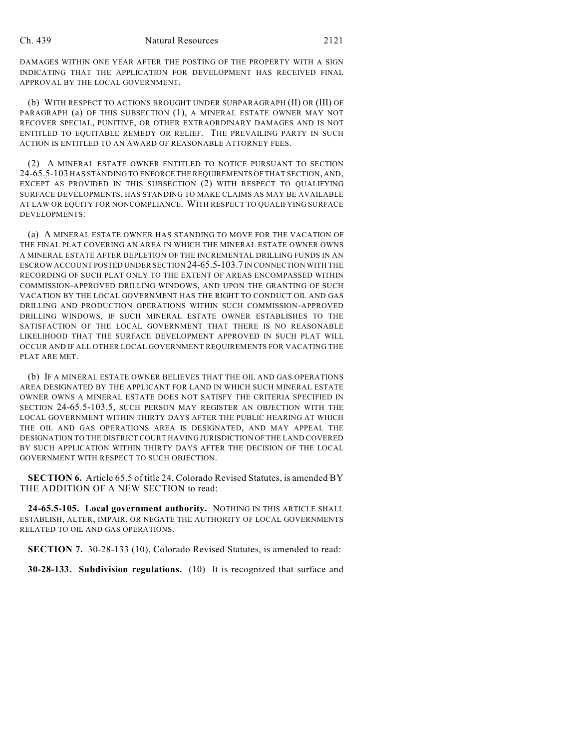DAMAGES WITHIN ONE YEAR AFTER THE POSTING OF THE PROPERTY WITH A SIGN INDICATING THAT THE APPLICATION FOR DEVELOPMENT HAS RECEIVED FINAL APPROVAL BY THE LOCAL GOVERNMENT.

(b) WITH RESPECT TO ACTIONS BROUGHT UNDER SUBPARAGRAPH (II) OR (III) OF PARAGRAPH (a) OF THIS SUBSECTION (1), A MINERAL ESTATE OWNER MAY NOT RECOVER SPECIAL, PUNITIVE, OR OTHER EXTRAORDINARY DAMAGES AND IS NOT ENTITLED TO EQUITABLE REMEDY OR RELIEF. THE PREVAILING PARTY IN SUCH ACTION IS ENTITLED TO AN AWARD OF REASONABLE ATTORNEY FEES.

(2) A MINERAL ESTATE OWNER ENTITLED TO NOTICE PURSUANT TO SECTION 24-65.5-103 HAS STANDING TO ENFORCE THE REQUIREMENTS OF THAT SECTION, AND, EXCEPT AS PROVIDED IN THIS SUBSECTION (2) WITH RESPECT TO QUALIFYING SURFACE DEVELOPMENTS, HAS STANDING TO MAKE CLAIMS AS MAY BE AVAILABLE AT LAW OR EQUITY FOR NONCOMPLIANCE. WITH RESPECT TO QUALIFYING SURFACE DEVELOPMENTS:

(a) A MINERAL ESTATE OWNER HAS STANDING TO MOVE FOR THE VACATION OF THE FINAL PLAT COVERING AN AREA IN WHICH THE MINERAL ESTATE OWNER OWNS A MINERAL ESTATE AFTER DEPLETION OF THE INCREMENTAL DRILLING FUNDS IN AN ESCROW ACCOUNT POSTED UNDER SECTION 24-65.5-103.7 IN CONNECTION WITH THE RECORDING OF SUCH PLAT ONLY TO THE EXTENT OF AREAS ENCOMPASSED WITHIN COMMISSION-APPROVED DRILLING WINDOWS, AND UPON THE GRANTING OF SUCH VACATION BY THE LOCAL GOVERNMENT HAS THE RIGHT TO CONDUCT OIL AND GAS DRILLING AND PRODUCTION OPERATIONS WITHIN SUCH COMMISSION-APPROVED DRILLING WINDOWS, IF SUCH MINERAL ESTATE OWNER ESTABLISHES TO THE SATISFACTION OF THE LOCAL GOVERNMENT THAT THERE IS NO REASONABLE LIKELIHOOD THAT THE SURFACE DEVELOPMENT APPROVED IN SUCH PLAT WILL OCCUR AND IF ALL OTHER LOCAL GOVERNMENT REQUIREMENTS FOR VACATING THE PLAT ARE MET.

(b) IF A MINERAL ESTATE OWNER BELIEVES THAT THE OIL AND GAS OPERATIONS AREA DESIGNATED BY THE APPLICANT FOR LAND IN WHICH SUCH MINERAL ESTATE OWNER OWNS A MINERAL ESTATE DOES NOT SATISFY THE CRITERIA SPECIFIED IN SECTION 24-65.5-103.5, SUCH PERSON MAY REGISTER AN OBJECTION WITH THE LOCAL GOVERNMENT WITHIN THIRTY DAYS AFTER THE PUBLIC HEARING AT WHICH THE OIL AND GAS OPERATIONS AREA IS DESIGNATED, AND MAY APPEAL THE DESIGNATION TO THE DISTRICT COURT HAVING JURISDICTION OF THE LAND COVERED BY SUCH APPLICATION WITHIN THIRTY DAYS AFTER THE DECISION OF THE LOCAL GOVERNMENT WITH RESPECT TO SUCH OBJECTION.

**SECTION 6.** Article 65.5 of title 24, Colorado Revised Statutes, is amended BY THE ADDITION OF A NEW SECTION to read:

**24-65.5-105. Local government authority.** NOTHING IN THIS ARTICLE SHALL ESTABLISH, ALTER, IMPAIR, OR NEGATE THE AUTHORITY OF LOCAL GOVERNMENTS RELATED TO OIL AND GAS OPERATIONS.

**SECTION 7.** 30-28-133 (10), Colorado Revised Statutes, is amended to read:

**30-28-133. Subdivision regulations.** (10) It is recognized that surface and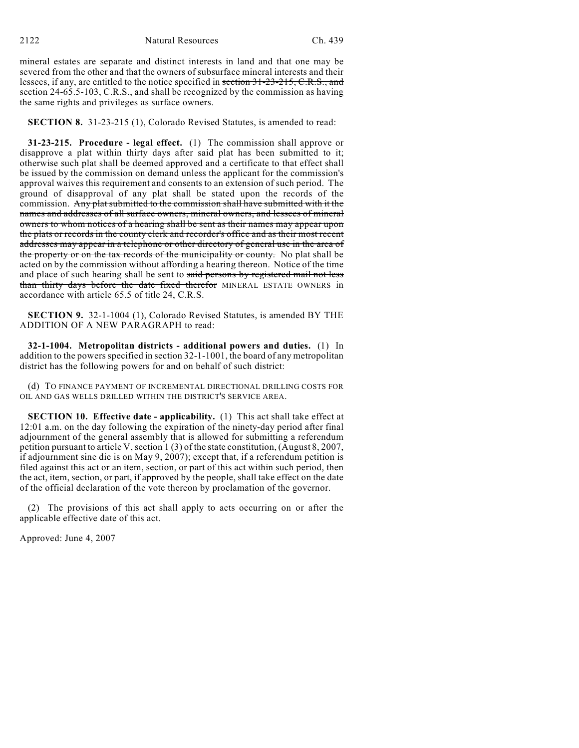mineral estates are separate and distinct interests in land and that one may be severed from the other and that the owners of subsurface mineral interests and their lessees, if any, are entitled to the notice specified in ~~section 31-23-215, C.R.S., and~~ section 24-65.5-103, C.R.S., and shall be recognized by the commission as having the same rights and privileges as surface owners.

**SECTION 8.** 31-23-215 (1), Colorado Revised Statutes, is amended to read:

**31-23-215. Procedure - legal effect.** (1) The commission shall approve or disapprove a plat within thirty days after said plat has been submitted to it; otherwise such plat shall be deemed approved and a certificate to that effect shall be issued by the commission on demand unless the applicant for the commission's approval waives this requirement and consents to an extension of such period. The ground of disapproval of any plat shall be stated upon the records of the commission. ~~Any plat submitted to the commission shall have submitted with it the names and addresses of all surface owners, mineral owners, and lessees of mineral owners to whom notices of a hearing shall be sent as their names may appear upon the plats or records in the county clerk and recorder's office and as their most recent addresses may appear in a telephone or other directory of general use in the area of the property or on the tax records of the municipality or county.~~ No plat shall be acted on by the commission without affording a hearing thereon. Notice of the time and place of such hearing shall be sent to ~~said persons by registered mail not less than thirty days before the date fixed therefor~~ MINERAL ESTATE OWNERS in accordance with article 65.5 of title 24, C.R.S.

**SECTION 9.** 32-1-1004 (1), Colorado Revised Statutes, is amended BY THE ADDITION OF A NEW PARAGRAPH to read:

**32-1-1004. Metropolitan districts - additional powers and duties.** (1) In addition to the powers specified in section 32-1-1001, the board of any metropolitan district has the following powers for and on behalf of such district:

(d) TO FINANCE PAYMENT OF INCREMENTAL DIRECTIONAL DRILLING COSTS FOR OIL AND GAS WELLS DRILLED WITHIN THE DISTRICT'S SERVICE AREA.

**SECTION 10. Effective date - applicability.** (1) This act shall take effect at 12:01 a.m. on the day following the expiration of the ninety-day period after final adjournment of the general assembly that is allowed for submitting a referendum petition pursuant to article V, section 1 (3) of the state constitution, (August 8, 2007, if adjournment sine die is on May 9, 2007); except that, if a referendum petition is filed against this act or an item, section, or part of this act within such period, then the act, item, section, or part, if approved by the people, shall take effect on the date of the official declaration of the vote thereon by proclamation of the governor.

(2) The provisions of this act shall apply to acts occurring on or after the applicable effective date of this act.

Approved: June 4, 2007